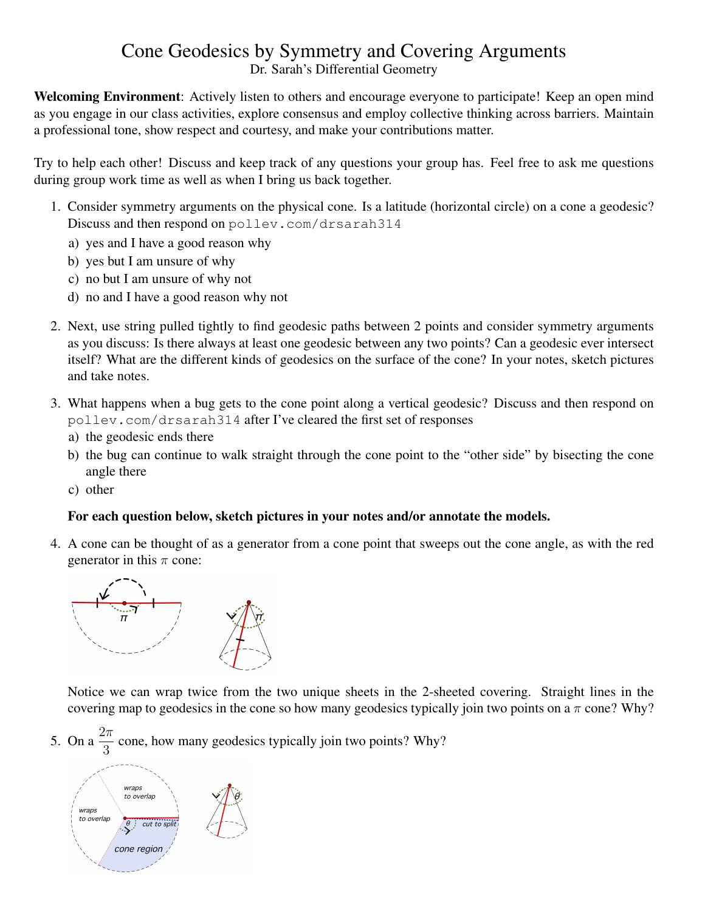# Cone Geodesics by Symmetry and Covering Arguments

Dr. Sarah's Differential Geometry

**Welcoming Environment**: Actively listen to others and encourage everyone to participate! Keep an open mind as you engage in our class activities, explore consensus and employ collective thinking across barriers. Maintain a professional tone, show respect and courtesy, and make your contributions matter.

Try to help each other! Discuss and keep track of any questions your group has. Feel free to ask me questions during group work time as well as when I bring us back together.

1. Consider symmetry arguments on the physical cone. Is a latitude (horizontal circle) on a cone a geodesic? Discuss and then respond on `pollev.com/drsarah314`
   a) yes and I have a good reason why
   b) yes but I am unsure of why
   c) no but I am unsure of why not
   d) no and I have a good reason why not

2. Next, use string pulled tightly to find geodesic paths between 2 points and consider symmetry arguments as you discuss: Is there always at least one geodesic between any two points? Can a geodesic ever intersect itself? What are the different kinds of geodesics on the surface of the cone? In your notes, sketch pictures and take notes.

3. What happens when a bug gets to the cone point along a vertical geodesic? Discuss and then respond on `pollev.com/drsarah314` after I've cleared the first set of responses
   a) the geodesic ends there
   b) the bug can continue to walk straight through the cone point to the "other side" by bisecting the cone angle there
   c) other

**For each question below, sketch pictures in your notes and/or annotate the models.**

4. A cone can be thought of as a generator from a cone point that sweeps out the cone angle, as with the red generator in this $\pi$ cone:

   Notice we can wrap twice from the two unique sheets in the 2-sheeted covering. Straight lines in the covering map to geodesics in the cone so how many geodesics typically join two points on a $\pi$ cone? Why?

5. On a $\dfrac{2\pi}{3}$ cone, how many geodesics typically join two points? Why?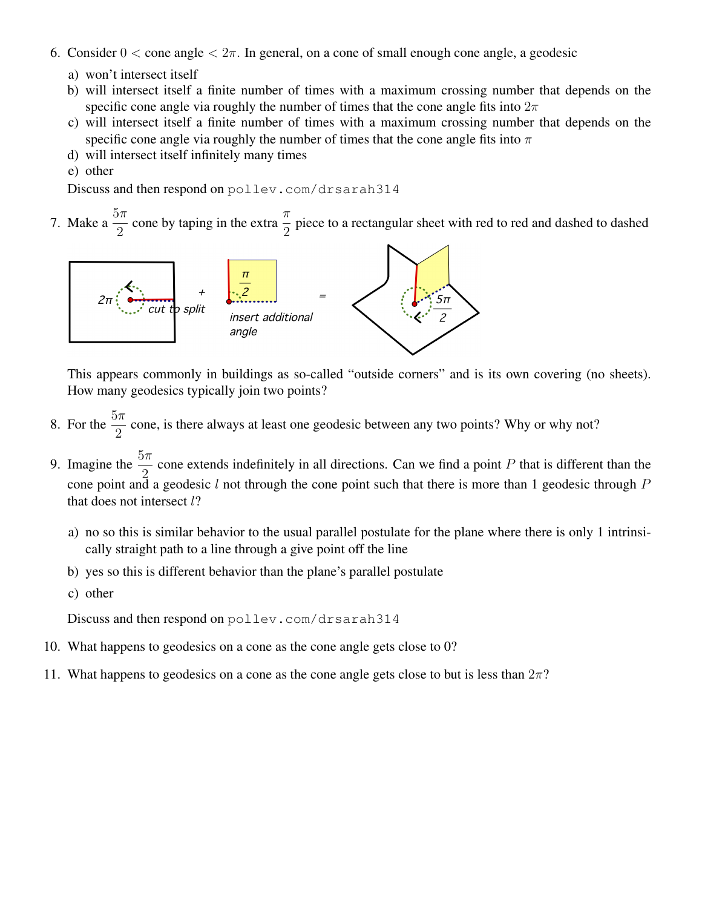6. Consider $0 <$ cone angle $< 2\pi$. In general, on a cone of small enough cone angle, a geodesic

   a) won't intersect itself

   b) will intersect itself a finite number of times with a maximum crossing number that depends on the specific cone angle via roughly the number of times that the cone angle fits into $2\pi$

   c) will intersect itself a finite number of times with a maximum crossing number that depends on the specific cone angle via roughly the number of times that the cone angle fits into $\pi$

   d) will intersect itself infinitely many times

   e) other

   Discuss and then respond on `pollev.com/drsarah314`

7. Make a $\frac{5\pi}{2}$ cone by taping in the extra $\frac{\pi}{2}$ piece to a rectangular sheet with red to red and dashed to dashed

   $2\pi$

   cut to split

   +

   $\frac{\pi}{2}$

   insert additional angle

   =

   $\frac{5\pi}{2}$

   This appears commonly in buildings as so-called "outside corners" and is its own covering (no sheets). How many geodesics typically join two points?

8. For the $\frac{5\pi}{2}$ cone, is there always at least one geodesic between any two points? Why or why not?

9. Imagine the $\frac{5\pi}{2}$ cone extends indefinitely in all directions. Can we find a point $P$ that is different than the cone point and a geodesic $l$ not through the cone point such that there is more than 1 geodesic through $P$ that does not intersect $l$?

   a) no so this is similar behavior to the usual parallel postulate for the plane where there is only 1 intrinsically straight path to a line through a give point off the line

   b) yes so this is different behavior than the plane's parallel postulate

   c) other

   Discuss and then respond on `pollev.com/drsarah314`

10. What happens to geodesics on a cone as the cone angle gets close to 0?

11. What happens to geodesics on a cone as the cone angle gets close to but is less than $2\pi$?